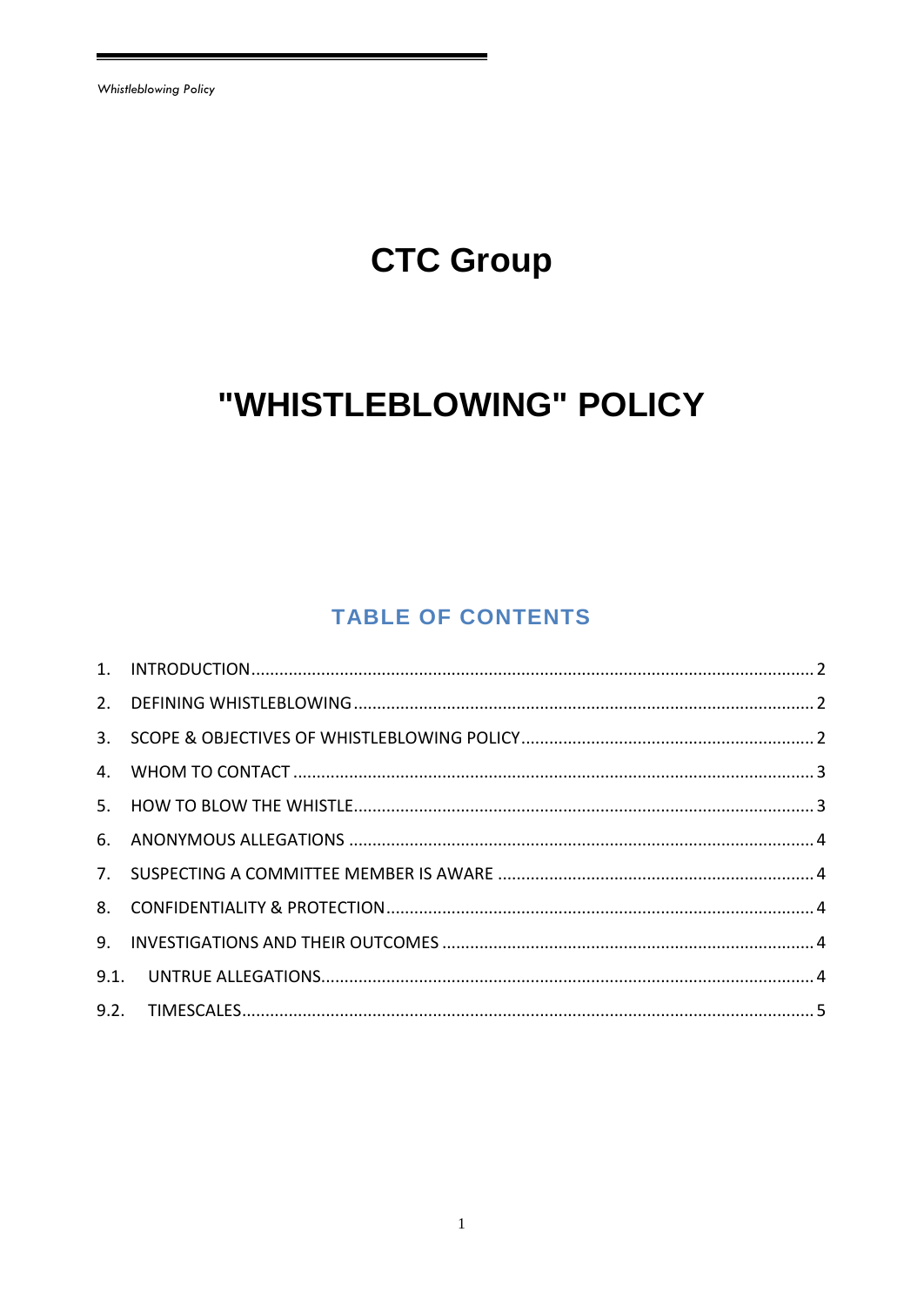# CTC Group

# "WHISTLEBLOWING" POLICY

## TABLE OF CONTENTS

1. INTRODUCTION ........ 2
2. DEFINING WHISTLEBLOWING ........ 2
3. SCOPE & OBJECTIVES OF WHISTLEBLOWING POLICY ........ 2
4. WHOM TO CONTACT ........ 3
5. HOW TO BLOW THE WHISTLE ........ 3
6. ANONYMOUS ALLEGATIONS ........ 4
7. SUSPECTING A COMMITTEE MEMBER IS AWARE ........ 4
8. CONFIDENTIALITY & PROTECTION ........ 4
9. INVESTIGATIONS AND THEIR OUTCOMES ........ 4

9.1. UNTRUE ALLEGATIONS ........ 4

9.2. TIMESCALES ........ 5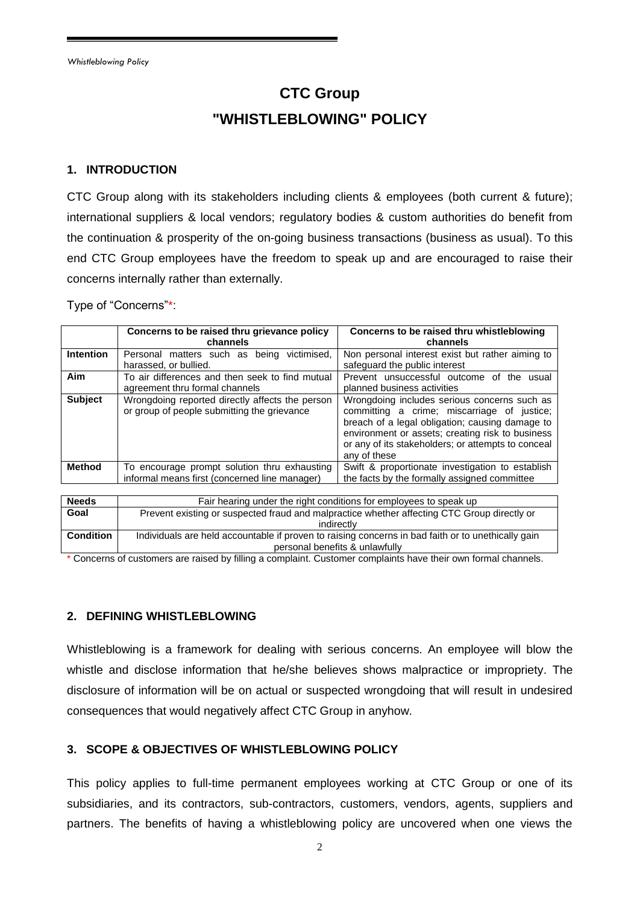# CTC Group

# "WHISTLEBLOWING" POLICY

## 1. INTRODUCTION

CTC Group along with its stakeholders including clients & employees (both current & future); international suppliers & local vendors; regulatory bodies & custom authorities do benefit from the continuation & prosperity of the on-going business transactions (business as usual). To this end CTC Group employees have the freedom to speak up and are encouraged to raise their concerns internally rather than externally.

Type of "Concerns"*:

| | Concerns to be raised thru grievance policy channels | Concerns to be raised thru whistleblowing channels |
|---|---|---|
| **Intention** | Personal matters such as being victimised, harassed, or bullied. | Non personal interest exist but rather aiming to safeguard the public interest |
| **Aim** | To air differences and then seek to find mutual agreement thru formal channels | Prevent unsuccessful outcome of the usual planned business activities |
| **Subject** | Wrongdoing reported directly affects the person or group of people submitting the grievance | Wrongdoing includes serious concerns such as committing a crime; miscarriage of justice; breach of a legal obligation; causing damage to environment or assets; creating risk to business or any of its stakeholders; or attempts to conceal any of these |
| **Method** | To encourage prompt solution thru exhausting informal means first (concerned line manager) | Swift & proportionate investigation to establish the facts by the formally assigned committee |

| | |
|---|---|
| **Needs** | Fair hearing under the right conditions for employees to speak up |
| **Goal** | Prevent existing or suspected fraud and malpractice whether affecting CTC Group directly or indirectly |
| **Condition** | Individuals are held accountable if proven to raising concerns in bad faith or to unethically gain personal benefits & unlawfully |

* Concerns of customers are raised by filling a complaint. Customer complaints have their own formal channels.

## 2. DEFINING WHISTLEBLOWING

Whistleblowing is a framework for dealing with serious concerns. An employee will blow the whistle and disclose information that he/she believes shows malpractice or impropriety. The disclosure of information will be on actual or suspected wrongdoing that will result in undesired consequences that would negatively affect CTC Group in anyhow.

## 3. SCOPE & OBJECTIVES OF WHISTLEBLOWING POLICY

This policy applies to full-time permanent employees working at CTC Group or one of its subsidiaries, and its contractors, sub-contractors, customers, vendors, agents, suppliers and partners. The benefits of having a whistleblowing policy are uncovered when one views the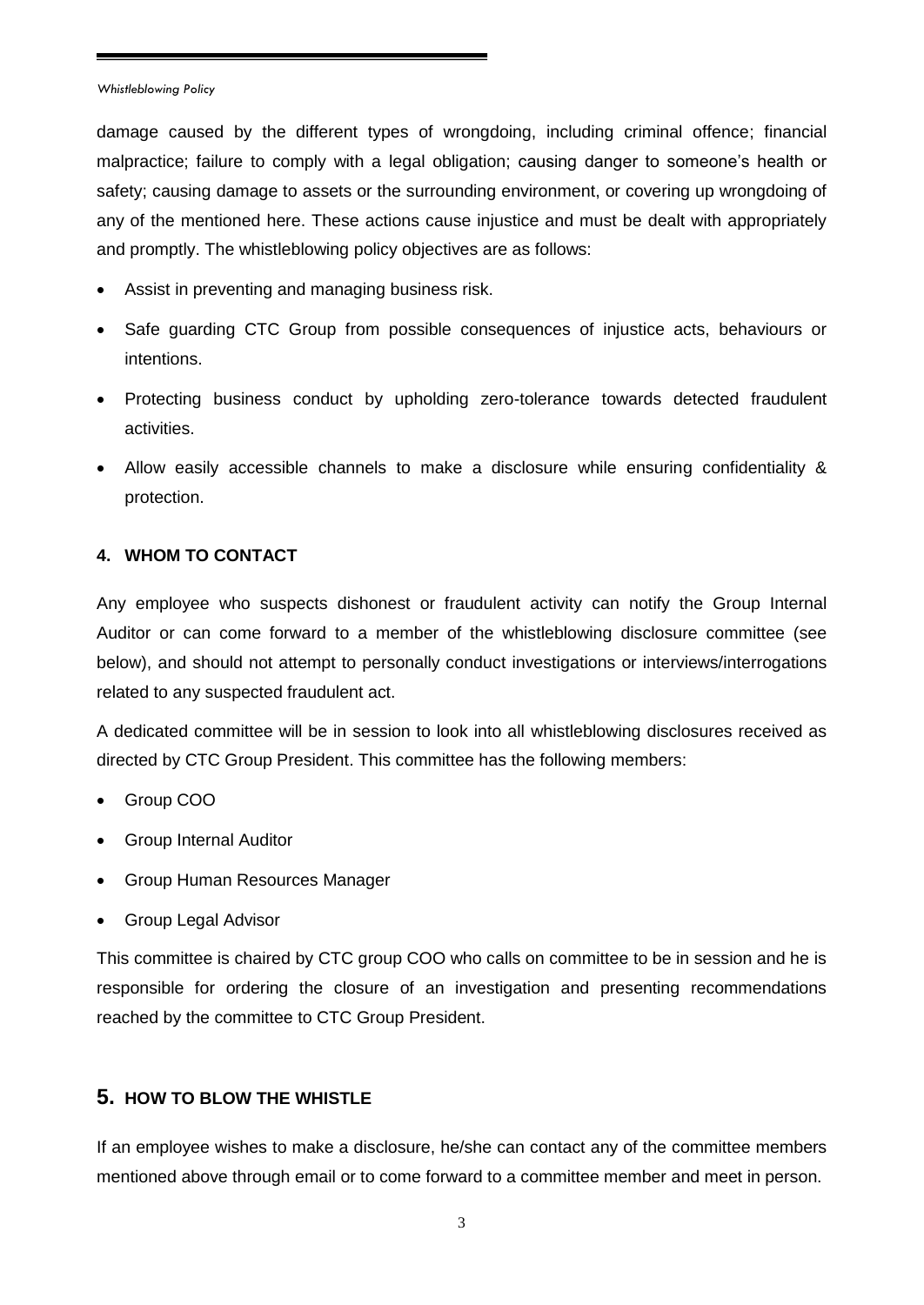damage caused by the different types of wrongdoing, including criminal offence; financial malpractice; failure to comply with a legal obligation; causing danger to someone's health or safety; causing damage to assets or the surrounding environment, or covering up wrongdoing of any of the mentioned here. These actions cause injustice and must be dealt with appropriately and promptly. The whistleblowing policy objectives are as follows:

- Assist in preventing and managing business risk.
- Safe guarding CTC Group from possible consequences of injustice acts, behaviours or intentions.
- Protecting business conduct by upholding zero-tolerance towards detected fraudulent activities.
- Allow easily accessible channels to make a disclosure while ensuring confidentiality & protection.

## 4. WHOM TO CONTACT

Any employee who suspects dishonest or fraudulent activity can notify the Group Internal Auditor or can come forward to a member of the whistleblowing disclosure committee (see below), and should not attempt to personally conduct investigations or interviews/interrogations related to any suspected fraudulent act.

A dedicated committee will be in session to look into all whistleblowing disclosures received as directed by CTC Group President. This committee has the following members:

- Group COO
- Group Internal Auditor
- Group Human Resources Manager
- Group Legal Advisor

This committee is chaired by CTC group COO who calls on committee to be in session and he is responsible for ordering the closure of an investigation and presenting recommendations reached by the committee to CTC Group President.

## 5. HOW TO BLOW THE WHISTLE

If an employee wishes to make a disclosure, he/she can contact any of the committee members mentioned above through email or to come forward to a committee member and meet in person.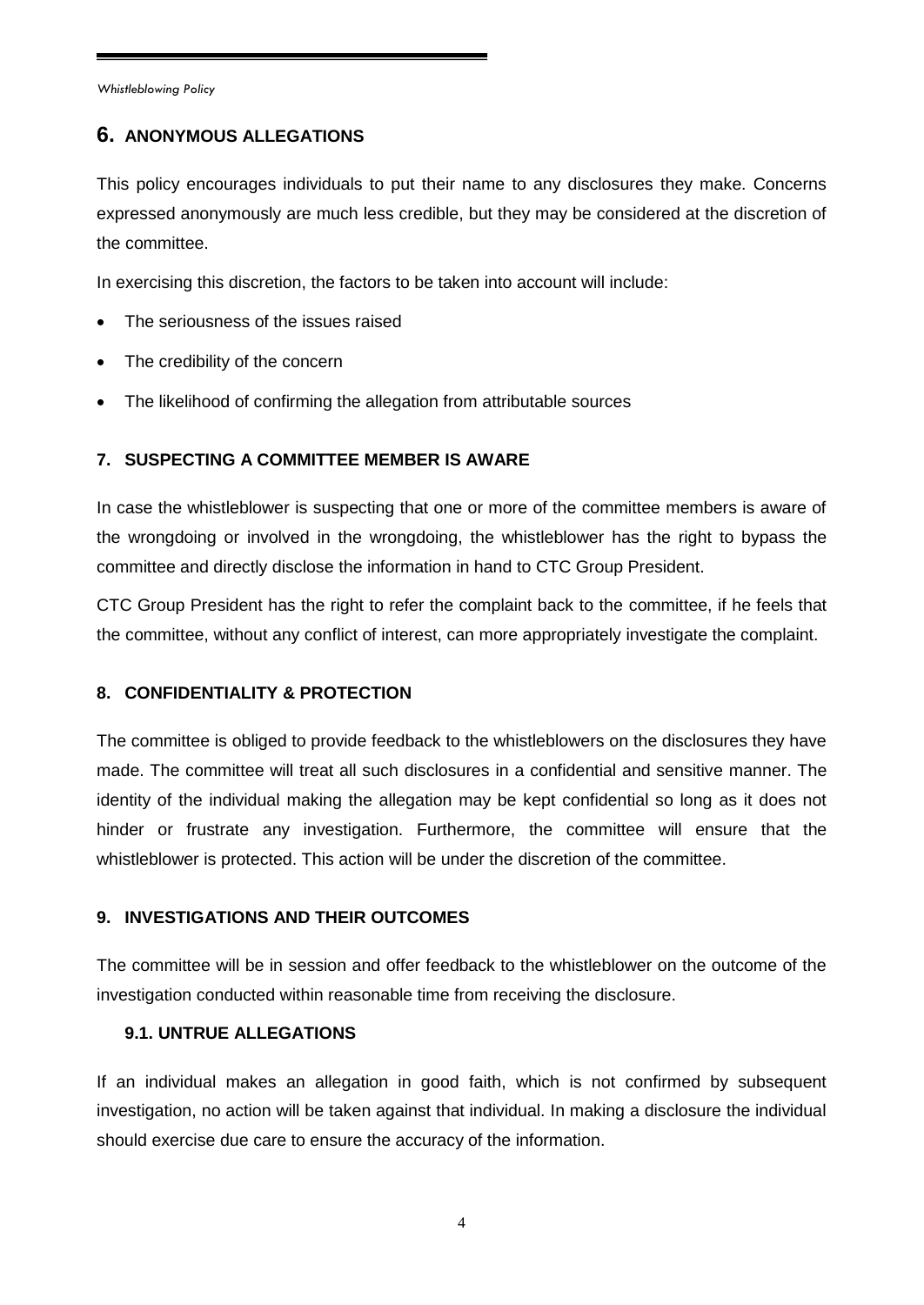## 6. ANONYMOUS ALLEGATIONS

This policy encourages individuals to put their name to any disclosures they make. Concerns expressed anonymously are much less credible, but they may be considered at the discretion of the committee.

In exercising this discretion, the factors to be taken into account will include:

- The seriousness of the issues raised
- The credibility of the concern
- The likelihood of confirming the allegation from attributable sources

### 7. SUSPECTING A COMMITTEE MEMBER IS AWARE

In case the whistleblower is suspecting that one or more of the committee members is aware of the wrongdoing or involved in the wrongdoing, the whistleblower has the right to bypass the committee and directly disclose the information in hand to CTC Group President.

CTC Group President has the right to refer the complaint back to the committee, if he feels that the committee, without any conflict of interest, can more appropriately investigate the complaint.

### 8. CONFIDENTIALITY & PROTECTION

The committee is obliged to provide feedback to the whistleblowers on the disclosures they have made. The committee will treat all such disclosures in a confidential and sensitive manner. The identity of the individual making the allegation may be kept confidential so long as it does not hinder or frustrate any investigation. Furthermore, the committee will ensure that the whistleblower is protected. This action will be under the discretion of the committee.

### 9. INVESTIGATIONS AND THEIR OUTCOMES

The committee will be in session and offer feedback to the whistleblower on the outcome of the investigation conducted within reasonable time from receiving the disclosure.

#### 9.1. UNTRUE ALLEGATIONS

If an individual makes an allegation in good faith, which is not confirmed by subsequent investigation, no action will be taken against that individual. In making a disclosure the individual should exercise due care to ensure the accuracy of the information.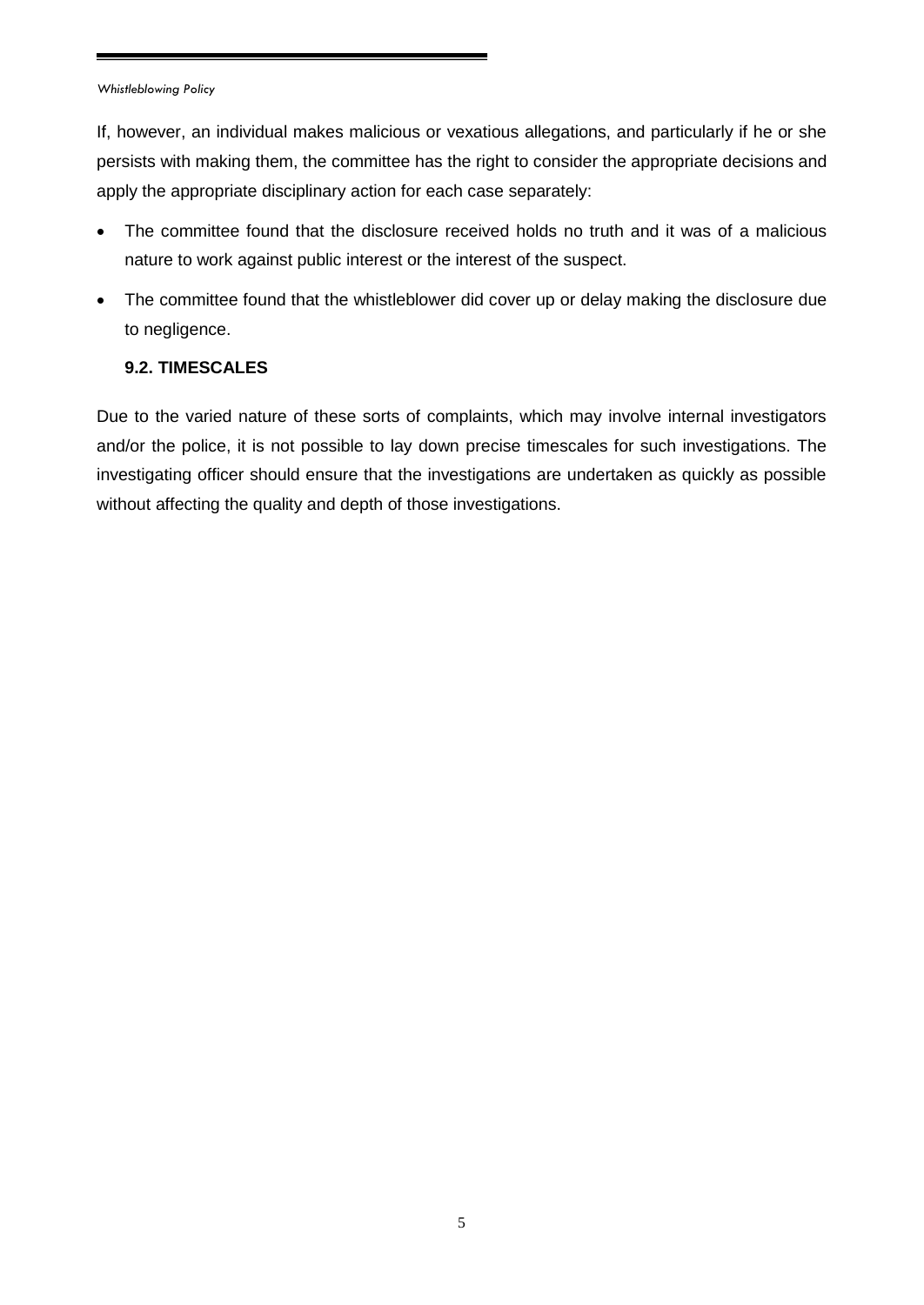If, however, an individual makes malicious or vexatious allegations, and particularly if he or she persists with making them, the committee has the right to consider the appropriate decisions and apply the appropriate disciplinary action for each case separately:

- The committee found that the disclosure received holds no truth and it was of a malicious nature to work against public interest or the interest of the suspect.
- The committee found that the whistleblower did cover up or delay making the disclosure due to negligence.

### 9.2. TIMESCALES

Due to the varied nature of these sorts of complaints, which may involve internal investigators and/or the police, it is not possible to lay down precise timescales for such investigations. The investigating officer should ensure that the investigations are undertaken as quickly as possible without affecting the quality and depth of those investigations.